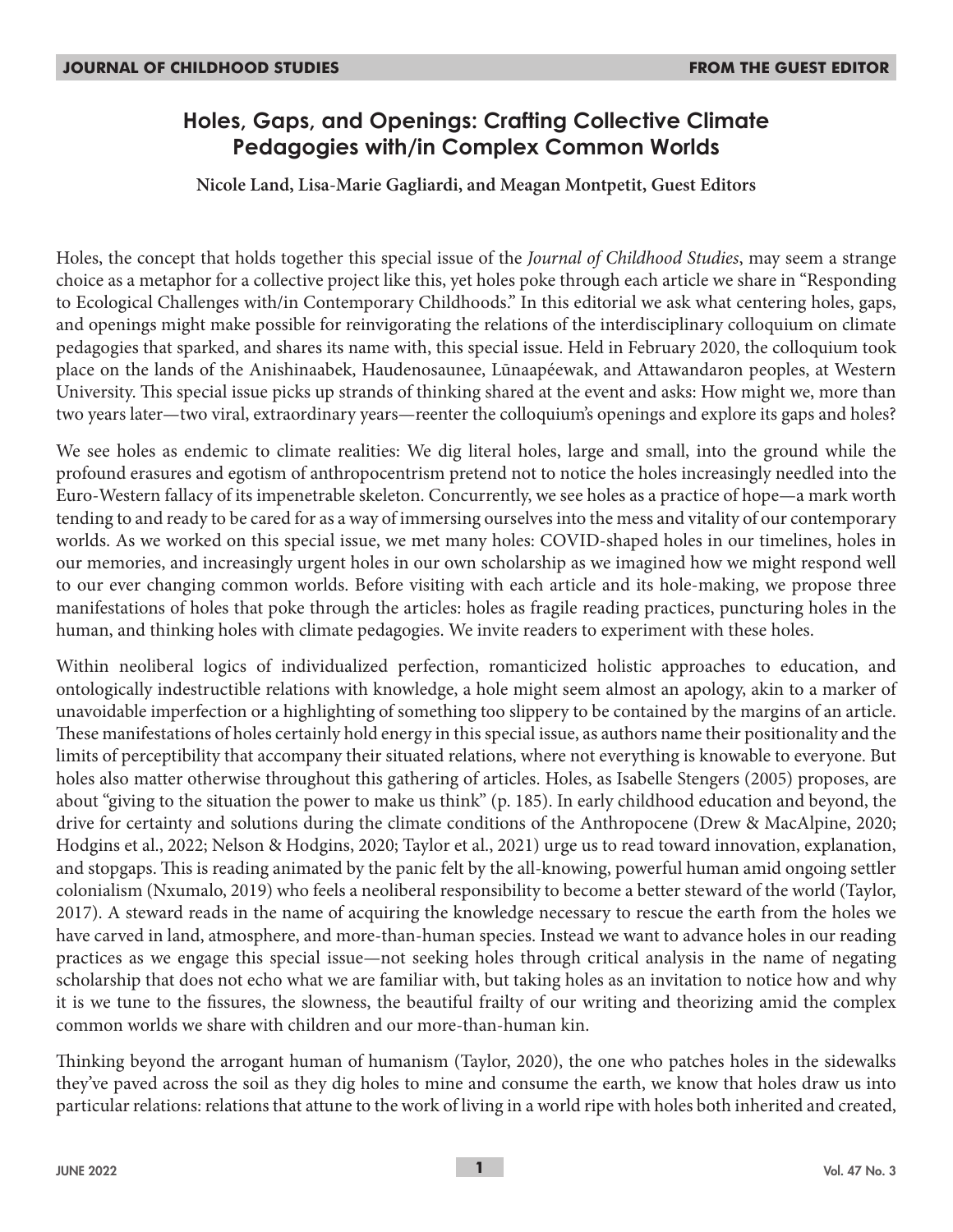# Holes, Gaps, and Openings: Crafting Collective Climate Pedagogies with/in Complex Common Worlds

**Nicole Land, Lisa-Marie Gagliardi, and Meagan Montpetit, Guest Editors**

Holes, the concept that holds together this special issue of the *Journal of Childhood Studies*, may seem a strange choice as a metaphor for a collective project like this, yet holes poke through each article we share in "Responding to Ecological Challenges with/in Contemporary Childhoods." In this editorial we ask what centering holes, gaps, and openings might make possible for reinvigorating the relations of the interdisciplinary colloquium on climate pedagogies that sparked, and shares its name with, this special issue. Held in February 2020, the colloquium took place on the lands of the Anishinaabek, Haudenosaunee, Lūnaapéewak, and Attawandaron peoples, at Western University. This special issue picks up strands of thinking shared at the event and asks: How might we, more than two years later—two viral, extraordinary years—reenter the colloquium's openings and explore its gaps and holes?

We see holes as endemic to climate realities: We dig literal holes, large and small, into the ground while the profound erasures and egotism of anthropocentrism pretend not to notice the holes increasingly needled into the Euro-Western fallacy of its impenetrable skeleton. Concurrently, we see holes as a practice of hope—a mark worth tending to and ready to be cared for as a way of immersing ourselves into the mess and vitality of our contemporary worlds. As we worked on this special issue, we met many holes: COVID-shaped holes in our timelines, holes in our memories, and increasingly urgent holes in our own scholarship as we imagined how we might respond well to our ever changing common worlds. Before visiting with each article and its hole-making, we propose three manifestations of holes that poke through the articles: holes as fragile reading practices, puncturing holes in the human, and thinking holes with climate pedagogies. We invite readers to experiment with these holes.

Within neoliberal logics of individualized perfection, romanticized holistic approaches to education, and ontologically indestructible relations with knowledge, a hole might seem almost an apology, akin to a marker of unavoidable imperfection or a highlighting of something too slippery to be contained by the margins of an article. These manifestations of holes certainly hold energy in this special issue, as authors name their positionality and the limits of perceptibility that accompany their situated relations, where not everything is knowable to everyone. But holes also matter otherwise throughout this gathering of articles. Holes, as Isabelle Stengers (2005) proposes, are about "giving to the situation the power to make us think" (p. 185). In early childhood education and beyond, the drive for certainty and solutions during the climate conditions of the Anthropocene (Drew & MacAlpine, 2020; Hodgins et al., 2022; Nelson & Hodgins, 2020; Taylor et al., 2021) urge us to read toward innovation, explanation, and stopgaps. This is reading animated by the panic felt by the all-knowing, powerful human amid ongoing settler colonialism (Nxumalo, 2019) who feels a neoliberal responsibility to become a better steward of the world (Taylor, 2017). A steward reads in the name of acquiring the knowledge necessary to rescue the earth from the holes we have carved in land, atmosphere, and more-than-human species. Instead we want to advance holes in our reading practices as we engage this special issue—not seeking holes through critical analysis in the name of negating scholarship that does not echo what we are familiar with, but taking holes as an invitation to notice how and why it is we tune to the fissures, the slowness, the beautiful frailty of our writing and theorizing amid the complex common worlds we share with children and our more-than-human kin.

Thinking beyond the arrogant human of humanism (Taylor, 2020), the one who patches holes in the sidewalks they've paved across the soil as they dig holes to mine and consume the earth, we know that holes draw us into particular relations: relations that attune to the work of living in a world ripe with holes both inherited and created,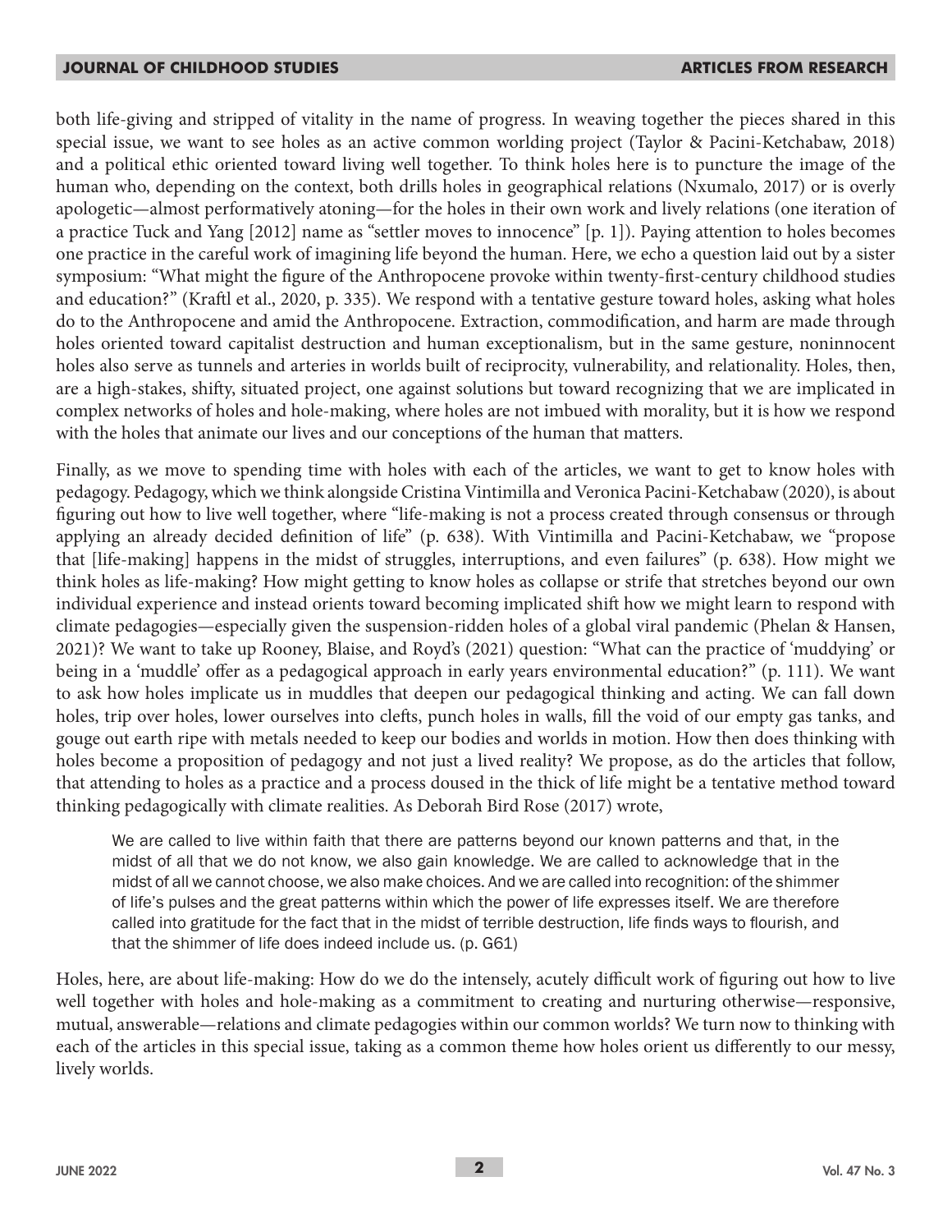both life-giving and stripped of vitality in the name of progress. In weaving together the pieces shared in this special issue, we want to see holes as an active common worlding project (Taylor & Pacini-Ketchabaw, 2018) and a political ethic oriented toward living well together. To think holes here is to puncture the image of the human who, depending on the context, both drills holes in geographical relations (Nxumalo, 2017) or is overly apologetic—almost performatively atoning—for the holes in their own work and lively relations (one iteration of a practice Tuck and Yang [2012] name as "settler moves to innocence" [p. 1]). Paying attention to holes becomes one practice in the careful work of imagining life beyond the human. Here, we echo a question laid out by a sister symposium: "What might the figure of the Anthropocene provoke within twenty-first-century childhood studies and education?" (Kraftl et al., 2020, p. 335). We respond with a tentative gesture toward holes, asking what holes do to the Anthropocene and amid the Anthropocene. Extraction, commodification, and harm are made through holes oriented toward capitalist destruction and human exceptionalism, but in the same gesture, noninnocent holes also serve as tunnels and arteries in worlds built of reciprocity, vulnerability, and relationality. Holes, then, are a high-stakes, shifty, situated project, one against solutions but toward recognizing that we are implicated in complex networks of holes and hole-making, where holes are not imbued with morality, but it is how we respond with the holes that animate our lives and our conceptions of the human that matters.

Finally, as we move to spending time with holes with each of the articles, we want to get to know holes with pedagogy. Pedagogy, which we think alongside Cristina Vintimilla and Veronica Pacini-Ketchabaw (2020), is about figuring out how to live well together, where "life-making is not a process created through consensus or through applying an already decided definition of life" (p. 638). With Vintimilla and Pacini-Ketchabaw, we "propose that [life-making] happens in the midst of struggles, interruptions, and even failures" (p. 638). How might we think holes as life-making? How might getting to know holes as collapse or strife that stretches beyond our own individual experience and instead orients toward becoming implicated shift how we might learn to respond with climate pedagogies—especially given the suspension-ridden holes of a global viral pandemic (Phelan & Hansen, 2021)? We want to take up Rooney, Blaise, and Royd's (2021) question: "What can the practice of 'muddying' or being in a 'muddle' offer as a pedagogical approach in early years environmental education?" (p. 111). We want to ask how holes implicate us in muddles that deepen our pedagogical thinking and acting. We can fall down holes, trip over holes, lower ourselves into clefts, punch holes in walls, fill the void of our empty gas tanks, and gouge out earth ripe with metals needed to keep our bodies and worlds in motion. How then does thinking with holes become a proposition of pedagogy and not just a lived reality? We propose, as do the articles that follow, that attending to holes as a practice and a process doused in the thick of life might be a tentative method toward thinking pedagogically with climate realities. As Deborah Bird Rose (2017) wrote,

> We are called to live within faith that there are patterns beyond our known patterns and that, in the midst of all that we do not know, we also gain knowledge. We are called to acknowledge that in the midst of all we cannot choose, we also make choices. And we are called into recognition: of the shimmer of life's pulses and the great patterns within which the power of life expresses itself. We are therefore called into gratitude for the fact that in the midst of terrible destruction, life finds ways to flourish, and that the shimmer of life does indeed include us. (p. G61)

Holes, here, are about life-making: How do we do the intensely, acutely difficult work of figuring out how to live well together with holes and hole-making as a commitment to creating and nurturing otherwise—responsive, mutual, answerable—relations and climate pedagogies within our common worlds? We turn now to thinking with each of the articles in this special issue, taking as a common theme how holes orient us differently to our messy, lively worlds.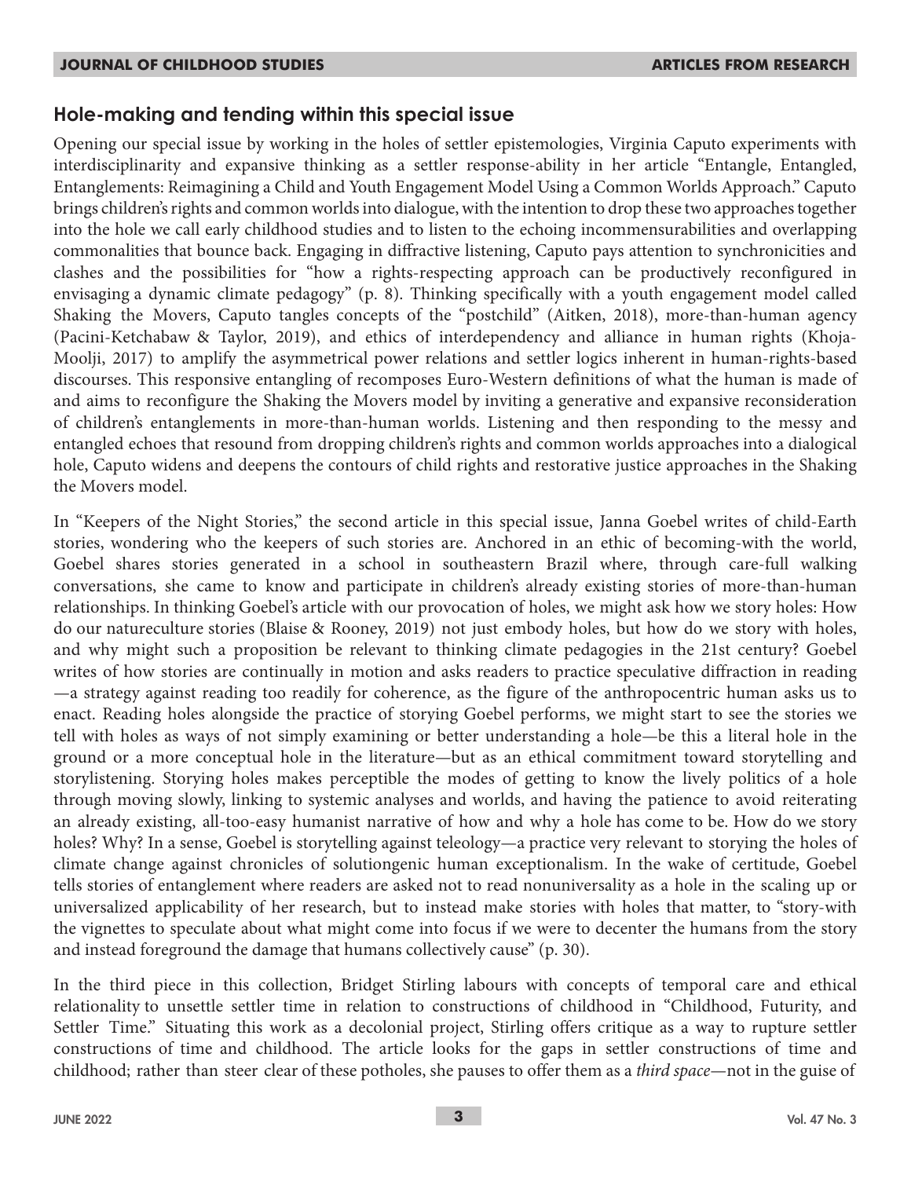## Hole-making and tending within this special issue

Opening our special issue by working in the holes of settler epistemologies, Virginia Caputo experiments with interdisciplinarity and expansive thinking as a settler response-ability in her article "Entangle, Entangled, Entanglements: Reimagining a Child and Youth Engagement Model Using a Common Worlds Approach." Caputo brings children's rights and common worlds into dialogue, with the intention to drop these two approaches together into the hole we call early childhood studies and to listen to the echoing incommensurabilities and overlapping commonalities that bounce back. Engaging in diffractive listening, Caputo pays attention to synchronicities and clashes and the possibilities for "how a rights-respecting approach can be productively reconfigured in envisaging a dynamic climate pedagogy" (p. 8). Thinking specifically with a youth engagement model called Shaking the Movers, Caputo tangles concepts of the "postchild" (Aitken, 2018), more-than-human agency (Pacini-Ketchabaw & Taylor, 2019), and ethics of interdependency and alliance in human rights (Khoja-Moolji, 2017) to amplify the asymmetrical power relations and settler logics inherent in human-rights-based discourses. This responsive entangling of recomposes Euro-Western definitions of what the human is made of and aims to reconfigure the Shaking the Movers model by inviting a generative and expansive reconsideration of children's entanglements in more-than-human worlds. Listening and then responding to the messy and entangled echoes that resound from dropping children's rights and common worlds approaches into a dialogical hole, Caputo widens and deepens the contours of child rights and restorative justice approaches in the Shaking the Movers model.

In "Keepers of the Night Stories," the second article in this special issue, Janna Goebel writes of child-Earth stories, wondering who the keepers of such stories are. Anchored in an ethic of becoming-with the world, Goebel shares stories generated in a school in southeastern Brazil where, through care-full walking conversations, she came to know and participate in children's already existing stories of more-than-human relationships. In thinking Goebel's article with our provocation of holes, we might ask how we story holes: How do our natureculture stories (Blaise & Rooney, 2019) not just embody holes, but how do we story with holes, and why might such a proposition be relevant to thinking climate pedagogies in the 21st century? Goebel writes of how stories are continually in motion and asks readers to practice speculative diffraction in reading—a strategy against reading too readily for coherence, as the figure of the anthropocentric human asks us to enact. Reading holes alongside the practice of storying Goebel performs, we might start to see the stories we tell with holes as ways of not simply examining or better understanding a hole—be this a literal hole in the ground or a more conceptual hole in the literature—but as an ethical commitment toward storytelling and storylistening. Storying holes makes perceptible the modes of getting to know the lively politics of a hole through moving slowly, linking to systemic analyses and worlds, and having the patience to avoid reiterating an already existing, all-too-easy humanist narrative of how and why a hole has come to be. How do we story holes? Why? In a sense, Goebel is storytelling against teleology—a practice very relevant to storying the holes of climate change against chronicles of solutiongenic human exceptionalism. In the wake of certitude, Goebel tells stories of entanglement where readers are asked not to read nonuniversality as a hole in the scaling up or universalized applicability of her research, but to instead make stories with holes that matter, to "story-with the vignettes to speculate about what might come into focus if we were to decenter the humans from the story and instead foreground the damage that humans collectively cause" (p. 30).

In the third piece in this collection, Bridget Stirling labours with concepts of temporal care and ethical relationality to unsettle settler time in relation to constructions of childhood in "Childhood, Futurity, and Settler Time." Situating this work as a decolonial project, Stirling offers critique as a way to rupture settler constructions of time and childhood. The article looks for the gaps in settler constructions of time and childhood; rather than steer clear of these potholes, she pauses to offer them as a *third space*—not in the guise of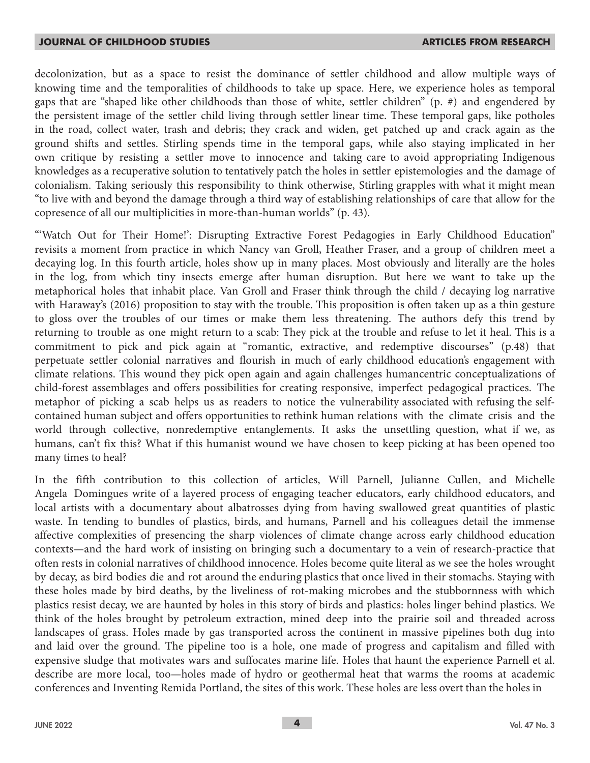decolonization, but as a space to resist the dominance of settler childhood and allow multiple ways of knowing time and the temporalities of childhoods to take up space. Here, we experience holes as temporal gaps that are "shaped like other childhoods than those of white, settler children" (p. #) and engendered by the persistent image of the settler child living through settler linear time. These temporal gaps, like potholes in the road, collect water, trash and debris; they crack and widen, get patched up and crack again as the ground shifts and settles. Stirling spends time in the temporal gaps, while also staying implicated in her own critique by resisting a settler move to innocence and taking care to avoid appropriating Indigenous knowledges as a recuperative solution to tentatively patch the holes in settler epistemologies and the damage of colonialism. Taking seriously this responsibility to think otherwise, Stirling grapples with what it might mean "to live with and beyond the damage through a third way of establishing relationships of care that allow for the copresence of all our multiplicities in more-than-human worlds" (p. 43).

"'Watch Out for Their Home!': Disrupting Extractive Forest Pedagogies in Early Childhood Education" revisits a moment from practice in which Nancy van Groll, Heather Fraser, and a group of children meet a decaying log. In this fourth article, holes show up in many places. Most obviously and literally are the holes in the log, from which tiny insects emerge after human disruption. But here we want to take up the metaphorical holes that inhabit place. Van Groll and Fraser think through the child / decaying log narrative with Haraway's (2016) proposition to stay with the trouble. This proposition is often taken up as a thin gesture to gloss over the troubles of our times or make them less threatening. The authors defy this trend by returning to trouble as one might return to a scab: They pick at the trouble and refuse to let it heal. This is a commitment to pick and pick again at "romantic, extractive, and redemptive discourses" (p.48) that perpetuate settler colonial narratives and flourish in much of early childhood education's engagement with climate relations. This wound they pick open again and again challenges humancentric conceptualizations of child-forest assemblages and offers possibilities for creating responsive, imperfect pedagogical practices. The metaphor of picking a scab helps us as readers to notice the vulnerability associated with refusing the self-contained human subject and offers opportunities to rethink human relations with the climate crisis and the world through collective, nonredemptive entanglements. It asks the unsettling question, what if we, as humans, can't fix this? What if this humanist wound we have chosen to keep picking at has been opened too many times to heal?

In the fifth contribution to this collection of articles, Will Parnell, Julianne Cullen, and Michelle Angela Domingues write of a layered process of engaging teacher educators, early childhood educators, and local artists with a documentary about albatrosses dying from having swallowed great quantities of plastic waste. In tending to bundles of plastics, birds, and humans, Parnell and his colleagues detail the immense affective complexities of presencing the sharp violences of climate change across early childhood education contexts—and the hard work of insisting on bringing such a documentary to a vein of research-practice that often rests in colonial narratives of childhood innocence. Holes become quite literal as we see the holes wrought by decay, as bird bodies die and rot around the enduring plastics that once lived in their stomachs. Staying with these holes made by bird deaths, by the liveliness of rot-making microbes and the stubbornness with which plastics resist decay, we are haunted by holes in this story of birds and plastics: holes linger behind plastics. We think of the holes brought by petroleum extraction, mined deep into the prairie soil and threaded across landscapes of grass. Holes made by gas transported across the continent in massive pipelines both dug into and laid over the ground. The pipeline too is a hole, one made of progress and capitalism and filled with expensive sludge that motivates wars and suffocates marine life. Holes that haunt the experience Parnell et al. describe are more local, too—holes made of hydro or geothermal heat that warms the rooms at academic conferences and Inventing Remida Portland, the sites of this work. These holes are less overt than the holes in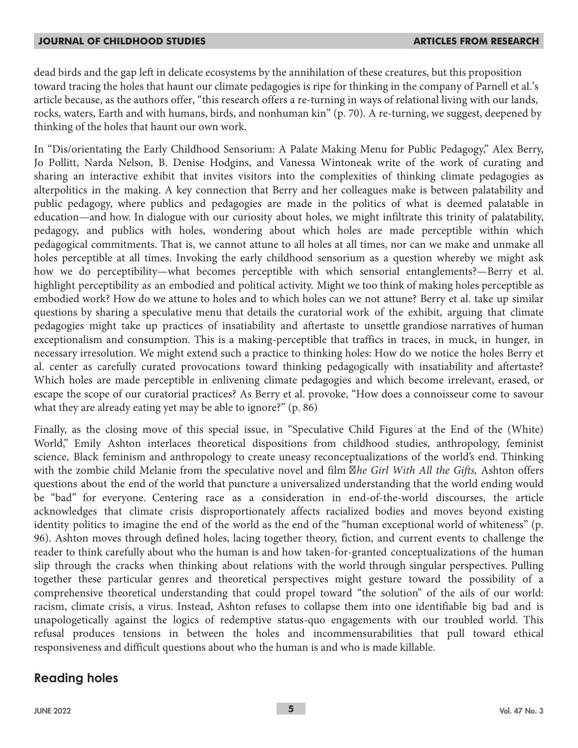dead birds and the gap left in delicate ecosystems by the annihilation of these creatures, but this proposition toward tracing the holes that haunt our climate pedagogies is ripe for thinking in the company of Parnell et al.'s article because, as the authors offer, "this research offers a re-turning in ways of relational living with our lands, rocks, waters, Earth and with humans, birds, and nonhuman kin" (p. 70). A re-turning, we suggest, deepened by thinking of the holes that haunt our own work.

In "Dis/orientating the Early Childhood Sensorium: A Palate Making Menu for Public Pedagogy," Alex Berry, Jo Pollitt, Narda Nelson, B. Denise Hodgins, and Vanessa Wintoneak write of the work of curating and sharing an interactive exhibit that invites visitors into the complexities of thinking climate pedagogies as alterpolitics in the making. A key connection that Berry and her colleagues make is between palatability and public pedagogy, where publics and pedagogies are made in the politics of what is deemed palatable in education—and how. In dialogue with our curiosity about holes, we might infiltrate this trinity of palatability, pedagogy, and publics with holes, wondering about which holes are made perceptible within which pedagogical commitments. That is, we cannot attune to all holes at all times, nor can we make and unmake all holes perceptible at all times. Invoking the early childhood sensorium as a question whereby we might ask how we do perceptibility—what becomes perceptible with which sensorial entanglements?—Berry et al. highlight perceptibility as an embodied and political activity. Might we too think of making holes perceptible as embodied work? How do we attune to holes and to which holes can we not attune? Berry et al. take up similar questions by sharing a speculative menu that details the curatorial work of the exhibit, arguing that climate pedagogies might take up practices of insatiability and aftertaste to unsettle grandiose narratives of human exceptionalism and consumption. This is a making-perceptible that traffics in traces, in muck, in hunger, in necessary irresolution. We might extend such a practice to thinking holes: How do we notice the holes Berry et al. center as carefully curated provocations toward thinking pedagogically with insatiability and aftertaste? Which holes are made perceptible in enlivening climate pedagogies and which become irrelevant, erased, or escape the scope of our curatorial practices? As Berry et al. provoke, "How does a connoisseur come to savour what they are already eating yet may be able to ignore?" (p. 86)

Finally, as the closing move of this special issue, in "Speculative Child Figures at the End of the (White) World," Emily Ashton interlaces theoretical dispositions from childhood studies, anthropology, feminist science, Black feminism and anthropology to create uneasy reconceptualizations of the world's end. Thinking with the zombie child Melanie from the speculative novel and film *The Girl With All the Gifts,* Ashton offers questions about the end of the world that puncture a universalized understanding that the world ending would be "bad" for everyone. Centering race as a consideration in end-of-the-world discourses, the article acknowledges that climate crisis disproportionately affects racialized bodies and moves beyond existing identity politics to imagine the end of the world as the end of the "human exceptional world of whiteness" (p. 96). Ashton moves through defined holes, lacing together theory, fiction, and current events to challenge the reader to think carefully about who the human is and how taken-for-granted conceptualizations of the human slip through the cracks when thinking about relations with the world through singular perspectives. Pulling together these particular genres and theoretical perspectives might gesture toward the possibility of a comprehensive theoretical understanding that could propel toward "the solution" of the ails of our world: racism, climate crisis, a virus. Instead, Ashton refuses to collapse them into one identifiable big bad and is unapologetically against the logics of redemptive status-quo engagements with our troubled world. This refusal produces tensions in between the holes and incommensurabilities that pull toward ethical responsiveness and difficult questions about who the human is and who is made killable.

## Reading holes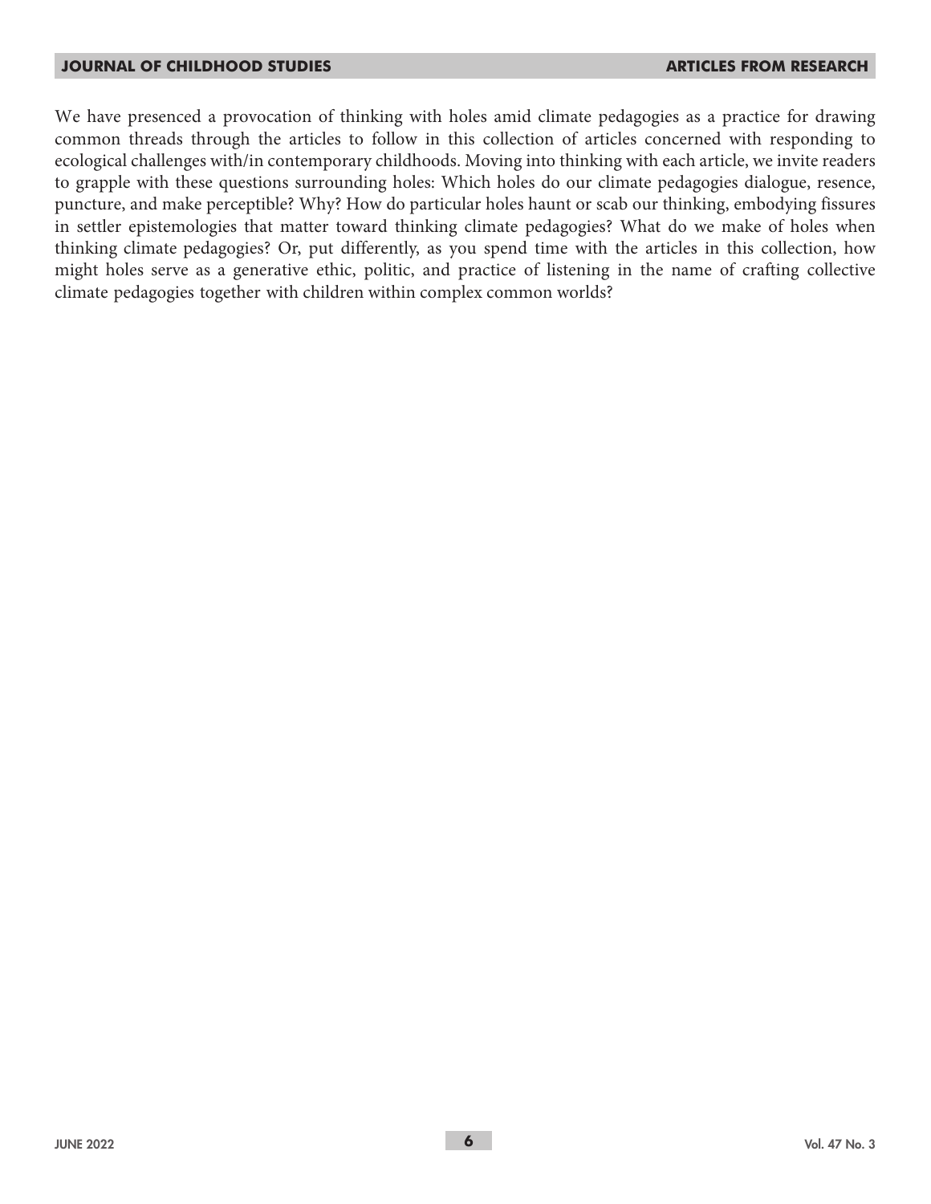We have presenced a provocation of thinking with holes amid climate pedagogies as a practice for drawing common threads through the articles to follow in this collection of articles concerned with responding to ecological challenges with/in contemporary childhoods. Moving into thinking with each article, we invite readers to grapple with these questions surrounding holes: Which holes do our climate pedagogies dialogue, resence, puncture, and make perceptible? Why? How do particular holes haunt or scab our thinking, embodying fissures in settler epistemologies that matter toward thinking climate pedagogies? What do we make of holes when thinking climate pedagogies? Or, put differently, as you spend time with the articles in this collection, how might holes serve as a generative ethic, politic, and practice of listening in the name of crafting collective climate pedagogies together with children within complex common worlds?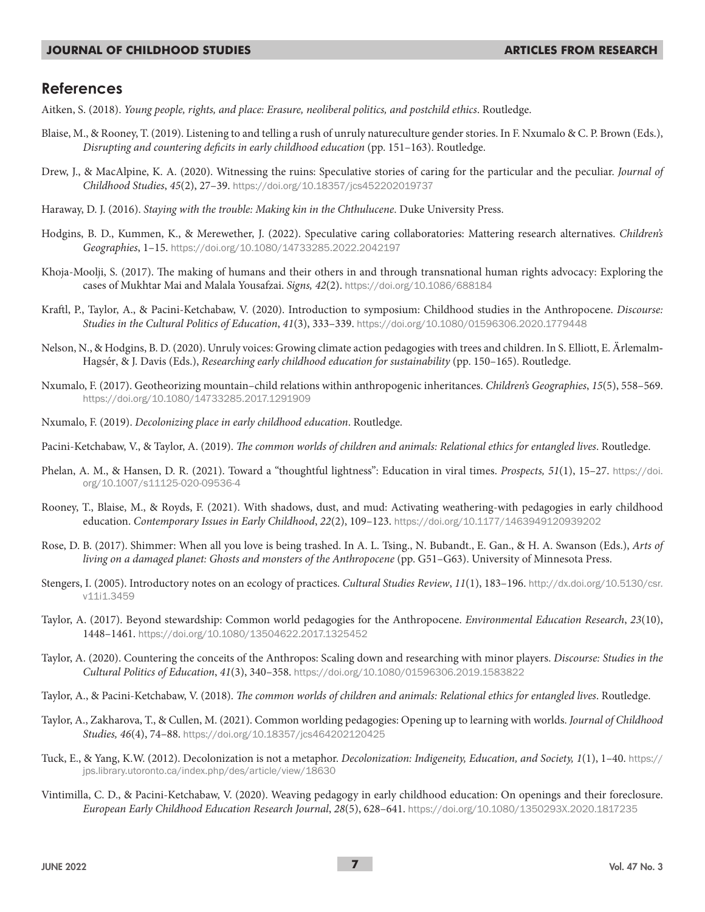## References

Aitken, S. (2018). *Young people, rights, and place: Erasure, neoliberal politics, and postchild ethics*. Routledge.

Blaise, M., & Rooney, T. (2019). Listening to and telling a rush of unruly natureculture gender stories. In F. Nxumalo & C. P. Brown (Eds.), *Disrupting and countering deficits in early childhood education* (pp. 151–163). Routledge.

Drew, J., & MacAlpine, K. A. (2020). Witnessing the ruins: Speculative stories of caring for the particular and the peculiar. *Journal of Childhood Studies*, *45*(2), 27–39. https://doi.org/10.18357/jcs452202019737

Haraway, D. J. (2016). *Staying with the trouble: Making kin in the Chthulucene*. Duke University Press.

Hodgins, B. D., Kummen, K., & Merewether, J. (2022). Speculative caring collaboratories: Mattering research alternatives. *Children's Geographies*, 1–15. https://doi.org/10.1080/14733285.2022.2042197

Khoja-Moolji, S. (2017). The making of humans and their others in and through transnational human rights advocacy: Exploring the cases of Mukhtar Mai and Malala Yousafzai. *Signs, 42*(2). https://doi.org/10.1086/688184

Kraftl, P., Taylor, A., & Pacini-Ketchabaw, V. (2020). Introduction to symposium: Childhood studies in the Anthropocene. *Discourse: Studies in the Cultural Politics of Education*, *41*(3), 333–339. https://doi.org/10.1080/01596306.2020.1779448

Nelson, N., & Hodgins, B. D. (2020). Unruly voices: Growing climate action pedagogies with trees and children. In S. Elliott, E. Ärlemalm-Hagsér, & J. Davis (Eds.), *Researching early childhood education for sustainability* (pp. 150–165). Routledge.

Nxumalo, F. (2017). Geotheorizing mountain–child relations within anthropogenic inheritances. *Children's Geographies*, *15*(5), 558–569. https://doi.org/10.1080/14733285.2017.1291909

Nxumalo, F. (2019). *Decolonizing place in early childhood education*. Routledge.

Pacini-Ketchabaw, V., & Taylor, A. (2019). *The common worlds of children and animals: Relational ethics for entangled lives*. Routledge.

Phelan, A. M., & Hansen, D. R. (2021). Toward a "thoughtful lightness": Education in viral times. *Prospects, 51*(1), 15–27. https://doi.org/10.1007/s11125-020-09536-4

Rooney, T., Blaise, M., & Royds, F. (2021). With shadows, dust, and mud: Activating weathering-with pedagogies in early childhood education. *Contemporary Issues in Early Childhood*, *22*(2), 109–123. https://doi.org/10.1177/1463949120939202

Rose, D. B. (2017). Shimmer: When all you love is being trashed. In A. L. Tsing., N. Bubandt., E. Gan., & H. A. Swanson (Eds.), *Arts of living on a damaged planet: Ghosts and monsters of the Anthropocene* (pp. G51–G63). University of Minnesota Press.

Stengers, I. (2005). Introductory notes on an ecology of practices. *Cultural Studies Review*, *11*(1), 183–196. http://dx.doi.org/10.5130/csr.v11i1.3459

Taylor, A. (2017). Beyond stewardship: Common world pedagogies for the Anthropocene. *Environmental Education Research*, *23*(10), 1448–1461. https://doi.org/10.1080/13504622.2017.1325452

Taylor, A. (2020). Countering the conceits of the Anthropos: Scaling down and researching with minor players. *Discourse: Studies in the Cultural Politics of Education*, *41*(3), 340–358. https://doi.org/10.1080/01596306.2019.1583822

Taylor, A., & Pacini-Ketchabaw, V. (2018). *The common worlds of children and animals: Relational ethics for entangled lives*. Routledge.

Taylor, A., Zakharova, T., & Cullen, M. (2021). Common worlding pedagogies: Opening up to learning with worlds. *Journal of Childhood Studies, 46*(4), 74–88. https://doi.org/10.18357/jcs464202120425

Tuck, E., & Yang, K.W. (2012). Decolonization is not a metaphor. *Decolonization: Indigeneity, Education, and Society, 1*(1), 1–40. https://jps.library.utoronto.ca/index.php/des/article/view/18630

Vintimilla, C. D., & Pacini-Ketchabaw, V. (2020). Weaving pedagogy in early childhood education: On openings and their foreclosure. *European Early Childhood Education Research Journal*, *28*(5), 628–641. https://doi.org/10.1080/1350293X.2020.1817235